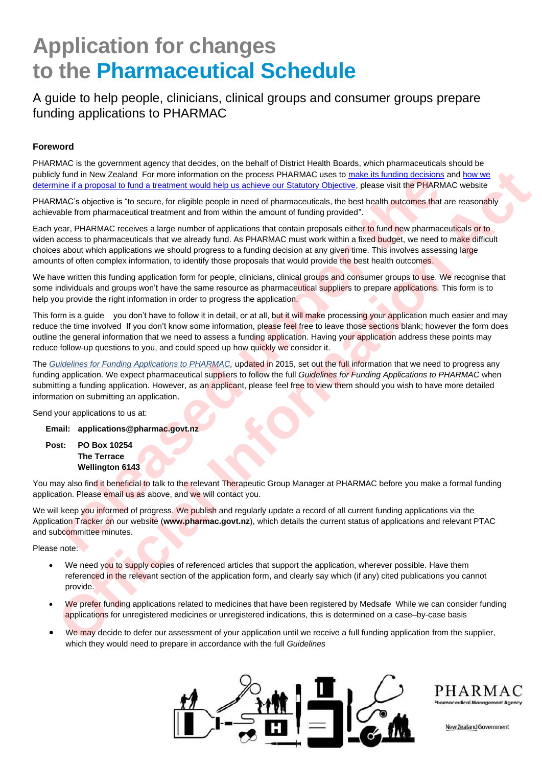# Application for changes to the Pharmaceutical Schedule

A guide to help people, clinicians, clinical groups and consumer groups prepare funding applications to PHARMAC

**Foreword**

PHARMAC is the government agency that decides, on the behalf of District Health Boards, which pharmaceuticals should be publicly fund in New Zealand For more information on the process PHARMAC uses to make its funding decisions and how we determine if a proposal to fund a treatment would help us achieve our Statutory Objective, please visit the PHARMAC website

PHARMAC's objective is "to secure, for eligible people in need of pharmaceuticals, the best health outcomes that are reasonably achievable from pharmaceutical treatment and from within the amount of funding provided".

Each year, PHARMAC receives a large number of applications that contain proposals either to fund new pharmaceuticals or to widen access to pharmaceuticals that we already fund. As PHARMAC must work within a fixed budget, we need to make difficult choices about which applications we should progress to a funding decision at any given time. This involves assessing large amounts of often complex information, to identify those proposals that would provide the best health outcomes.

We have written this funding application form for people, clinicians, clinical groups and consumer groups to use. We recognise that some individuals and groups won't have the same resource as pharmaceutical suppliers to prepare applications. This form is to help you provide the right information in order to progress the application.

This form is a guide you don't have to follow it in detail, or at all, but it will make processing your application much easier and may reduce the time involved If you don't know some information, please feel free to leave those sections blank; however the form does outline the general information that we need to assess a funding application. Having your application address these points may reduce follow-up questions to you, and could speed up how quickly we consider it.

The *Guidelines for Funding Applications to PHARMAC*, updated in 2015, set out the full information that we need to progress any funding application. We expect pharmaceutical suppliers to follow the full *Guidelines for Funding Applications to PHARMAC* when submitting a funding application. However, as an applicant, please feel free to view them should you wish to have more detailed information on submitting an application.

Send your applications to us at:

**Email:** **applications@pharmac.govt.nz**

**Post:** **PO Box 10254**
**The Terrace**
**Wellington 6143**

You may also find it beneficial to talk to the relevant Therapeutic Group Manager at PHARMAC before you make a formal funding application. Please email us as above, and we will contact you.

We will keep you informed of progress. We publish and regularly update a record of all current funding applications via the Application Tracker on our website (**www.pharmac.govt.nz**), which details the current status of applications and relevant PTAC and subcommittee minutes.

Please note:

- We need you to supply copies of referenced articles that support the application, wherever possible. Have them referenced in the relevant section of the application form, and clearly say which (if any) cited publications you cannot provide.
- We prefer funding applications related to medicines that have been registered by Medsafe While we can consider funding applications for unregistered medicines or unregistered indications, this is determined on a case–by-case basis
- We may decide to defer our assessment of your application until we receive a full funding application from the supplier, which they would need to prepare in accordance with the full *Guidelines*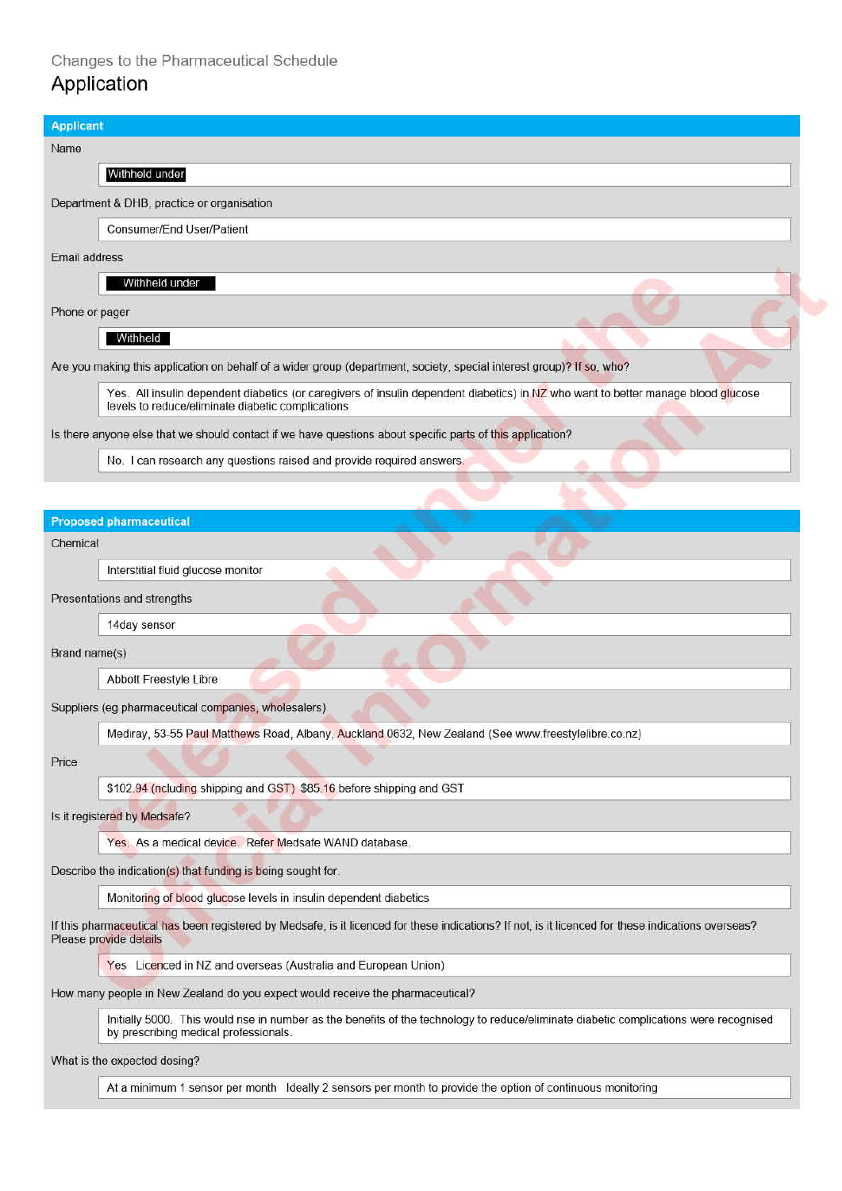Changes to the Pharmaceutical Schedule

# Application

## Applicant

Name

Withheld under

Department & DHB, practice or organisation

Consumer/End User/Patient

Email address

Withheld under

Phone or pager

Withheld

Are you making this application on behalf of a wider group (department, society, special interest group)? If so, who?

Yes. All insulin dependent diabetics (or caregivers of insulin dependent diabetics) in NZ who want to better manage blood glucose levels to reduce/eliminate diabetic complications

Is there anyone else that we should contact if we have questions about specific parts of this application?

No. I can research any questions raised and provide required answers.

## Proposed pharmaceutical

Chemical

Interstitial fluid glucose monitor

Presentations and strengths

14day sensor

Brand name(s)

Abbott Freestyle Libre

Suppliers (eg pharmaceutical companies, wholesalers)

Mediray, 53-55 Paul Matthews Road, Albany, Auckland 0632, New Zealand (See www.freestylelibre.co.nz)

Price

$102.94 (ncluding shipping and GST) $85.16 before shipping and GST

Is it registered by Medsafe?

Yes. As a medical device. Refer Medsafe WAND database.

Describe the indication(s) that funding is being sought for.

Monitoring of blood glucose levels in insulin dependent diabetics

If this pharmaceutical has been registered by Medsafe, is it licenced for these indications? If not, is it licenced for these indications overseas? Please provide details

Yes Licenced in NZ and overseas (Australia and European Union)

How many people in New Zealand do you expect would receive the pharmaceutical?

Initially 5000. This would rise in number as the benefits of the technology to reduce/eliminate diabetic complications were recognised by prescribing medical professionals.

What is the expected dosing?

At a minimum 1 sensor per month Ideally 2 sensors per month to provide the option of continuous monitoring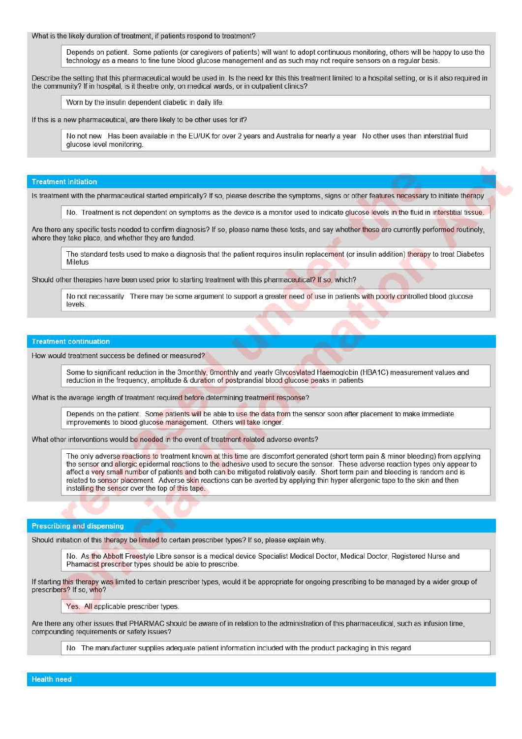What is the likely duration of treatment, if patients respond to treatment?

> Depends on patient. Some patients (or caregivers of patients) will want to adopt continuous monitoring, others will be happy to use the technology as a means to fine tune blood glucose management and as such may not require sensors on a regular basis.

Describe the setting that this pharmaceutical would be used in. Is the need for this this treatment limited to a hospital setting, or is it also required in the community? If in hospital, is it theatre only, on medical wards, or in outpatient clinics?

> Worn by the insulin dependent diabetic in daily life.

If this is a new pharmaceutical, are there likely to be other uses for it?

> No not new Has been available in the EU/UK for over 2 years and Australia for nearly a year No other uses than interstitial fluid glucose level monitoring.

## Treatment initiation

Is treatment with the pharmaceutical started empirically? If so, please describe the symptoms, signs or other features necessary to initiate therapy

> No. Treatment is not dependent on symptoms as the device is a monitor used to indicate glucose levels in the fluid in interstitial tissue.

Are there any specific tests needed to confirm diagnosis? If so, please name these tests, and say whether these are currently performed routinely, where they take place, and whether they are funded.

> The standard tests used to make a diagnosis that the patient requires insulin replacement (or insulin addition) therapy to treat Diabetes Miletus

Should other therapies have been used prior to starting treatment with this pharmaceutical? If so, which?

> No not necessarily There may be some argument to support a greater need of use in patients with poorly controlled blood glucose levels.

## Treatment continuation

How would treatment success be defined or measured?

> Some to significant reduction in the 3monthly, 6monthly and yearly Glycosylated Haemoglobin (HBA1C) measurement values and reduction in the frequency, amplitude & duration of postprandial blood glucose peaks in patients

What is the average length of treatment required before determining treatment response?

> Depends on the patient. Some patients will be able to use the data from the sensor soon after placement to make immediate improvements to blood glucose management. Others will take longer.

What other interventions would be needed in the event of treatment-related adverse events?

> The only adverse reactions to treatment known at this time are discomfort generated (short term pain & minor bleeding) from applying the sensor and allergic epidermal reactions to the adhesive used to secure the sensor. These adverse reaction types only appear to affect a very small number of patients and both can be mitigated relatively easily. Short term pain and bleeding is random and is related to sensor placement. Adverse skin reactions can be averted by applying thin hyper allergenic tape to the skin and then installing the sensor over the top of this tape.

## Prescribing and dispensing

Should initiation of this therapy be limited to certain prescriber types? If so, please explain why.

> No. As the Abbott Freestyle Libre sensor is a medical device Specialist Medical Doctor, Medical Doctor, Registered Nurse and Phamacist prescriber types should be able to prescribe.

If starting this therapy was limited to certain prescriber types, would it be appropriate for ongoing prescribing to be managed by a wider group of prescribers? If so, who?

> Yes. All applicable prescriber types.

Are there any other issues that PHARMAC should be aware of in relation to the administration of this pharmaceutical, such as infusion time, compounding requirements or safety issues?

> No The manufacturer supplies adequate patient information included with the product packaging in this regard

## Health need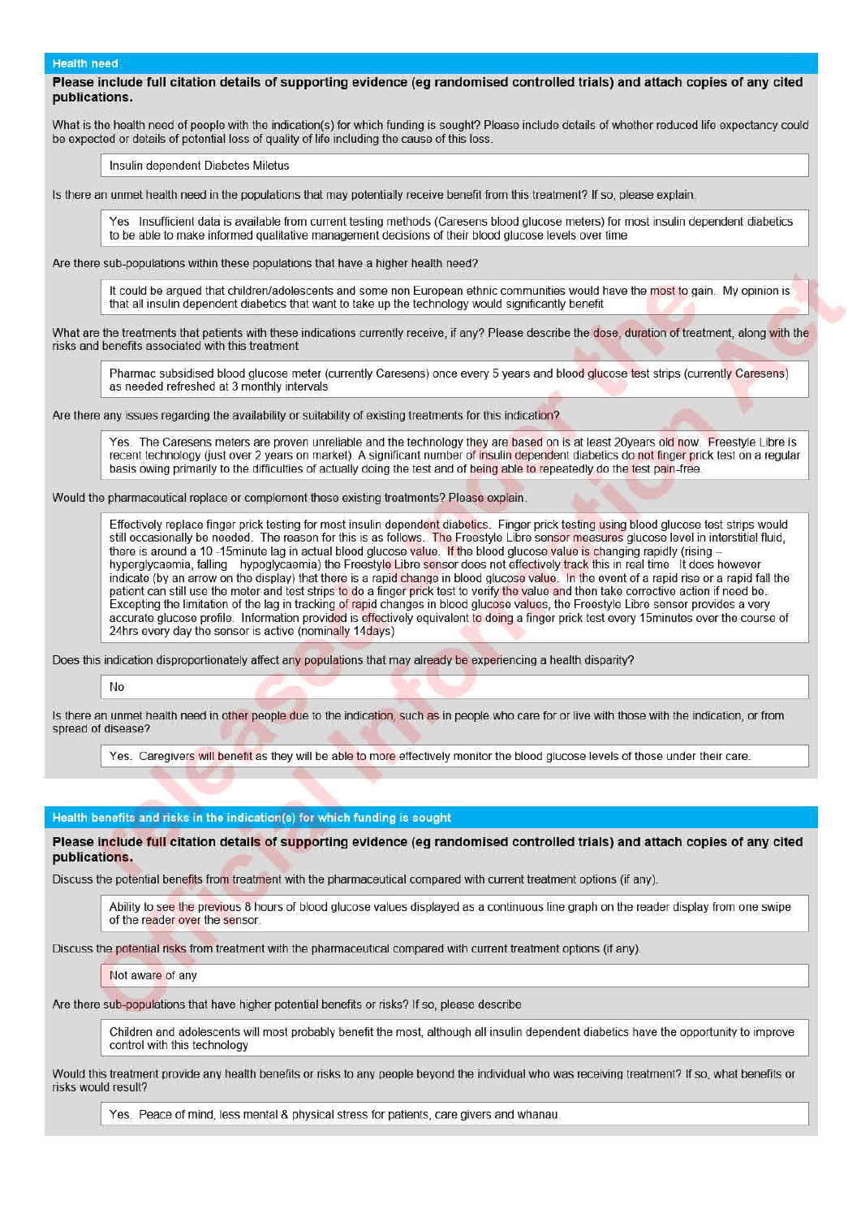## Health need

**Please include full citation details of supporting evidence (eg randomised controlled trials) and attach copies of any cited publications.**

What is the health need of people with the indication(s) for which funding is sought? Please include details of whether reduced life expectancy could be expected or details of potential loss of quality of life including the cause of this loss.

> Insulin dependent Diabetes Miletus

Is there an unmet health need in the populations that may potentially receive benefit from this treatment? If so, please explain.

> Yes. Insufficient data is available from current testing methods (Caresens blood glucose meters) for most insulin dependent diabetics to be able to make informed qualitative management decisions of their blood glucose levels over time

Are there sub-populations within these populations that have a higher health need?

> It could be argued that children/adolescents and some non European ethnic communities would have the most to gain. My opinion is that all insulin dependent diabetics that want to take up the technology would significantly benefit

What are the treatments that patients with these indications currently receive, if any? Please describe the dose, duration of treatment, along with the risks and benefits associated with this treatment

> Pharmac subsidised blood glucose meter (currently Caresens) once every 5 years and blood glucose test strips (currently Caresens) as needed refreshed at 3 monthly intervals

Are there any issues regarding the availability or suitability of existing treatments for this indication?

> Yes. The Caresens meters are proven unreliable and the technology they are based on is at least 20years old now. Freestyle Libre is recent technology (just over 2 years on market). A significant number of insulin dependent diabetics do not finger prick test on a regular basis owing primarily to the difficulties of actually doing the test and of being able to repeatedly do the test pain-free.

Would the pharmaceutical replace or complement these existing treatments? Please explain.

> Effectively replace finger prick testing for most insulin dependent diabetics. Finger prick testing using blood glucose test strips would still occasionally be needed. The reason for this is as follows. The Freestyle Libre sensor measures glucose level in interstitial fluid, there is around a 10 -15minute lag in actual blood glucose value. If the blood glucose value is changing rapidly (rising – hyperglycaemia, falling hypoglycaemia) the Freestyle Libre sensor does not effectively track this in real time. It does however indicate (by an arrow on the display) that there is a rapid change in blood glucose value. In the event of a rapid rise or a rapid fall the patient can still use the meter and test strips to do a finger prick test to verify the value and then take corrective action if need be. Excepting the limitation of the lag in tracking of rapid changes in blood glucose values, the Freestyle Libre sensor provides a very accurate glucose profile. Information provided is effectively equivalent to doing a finger prick test every 15minutes over the course of 24hrs every day the sensor is active (nominally 14days)

Does this indication disproportionately affect any populations that may already be experiencing a health disparity?

> No

Is there an unmet health need in other people due to the indication, such as in people who care for or live with those with the indication, or from spread of disease?

> Yes. Caregivers will benefit as they will be able to more effectively monitor the blood glucose levels of those under their care.

## Health benefits and risks in the indication(s) for which funding is sought

**Please include full citation details of supporting evidence (eg randomised controlled trials) and attach copies of any cited publications.**

Discuss the potential benefits from treatment with the pharmaceutical compared with current treatment options (if any).

> Ability to see the previous 8 hours of blood glucose values displayed as a continuous line graph on the reader display from one swipe of the reader over the sensor.

Discuss the potential risks from treatment with the pharmaceutical compared with current treatment options (if any).

> Not aware of any

Are there sub-populations that have higher potential benefits or risks? If so, please describe

> Children and adolescents will most probably benefit the most, although all insulin dependent diabetics have the opportunity to improve control with this technology

Would this treatment provide any health benefits or risks to any people beyond the individual who was receiving treatment? If so, what benefits or risks would result?

> Yes. Peace of mind, less mental & physical stress for patients, care givers and whanau.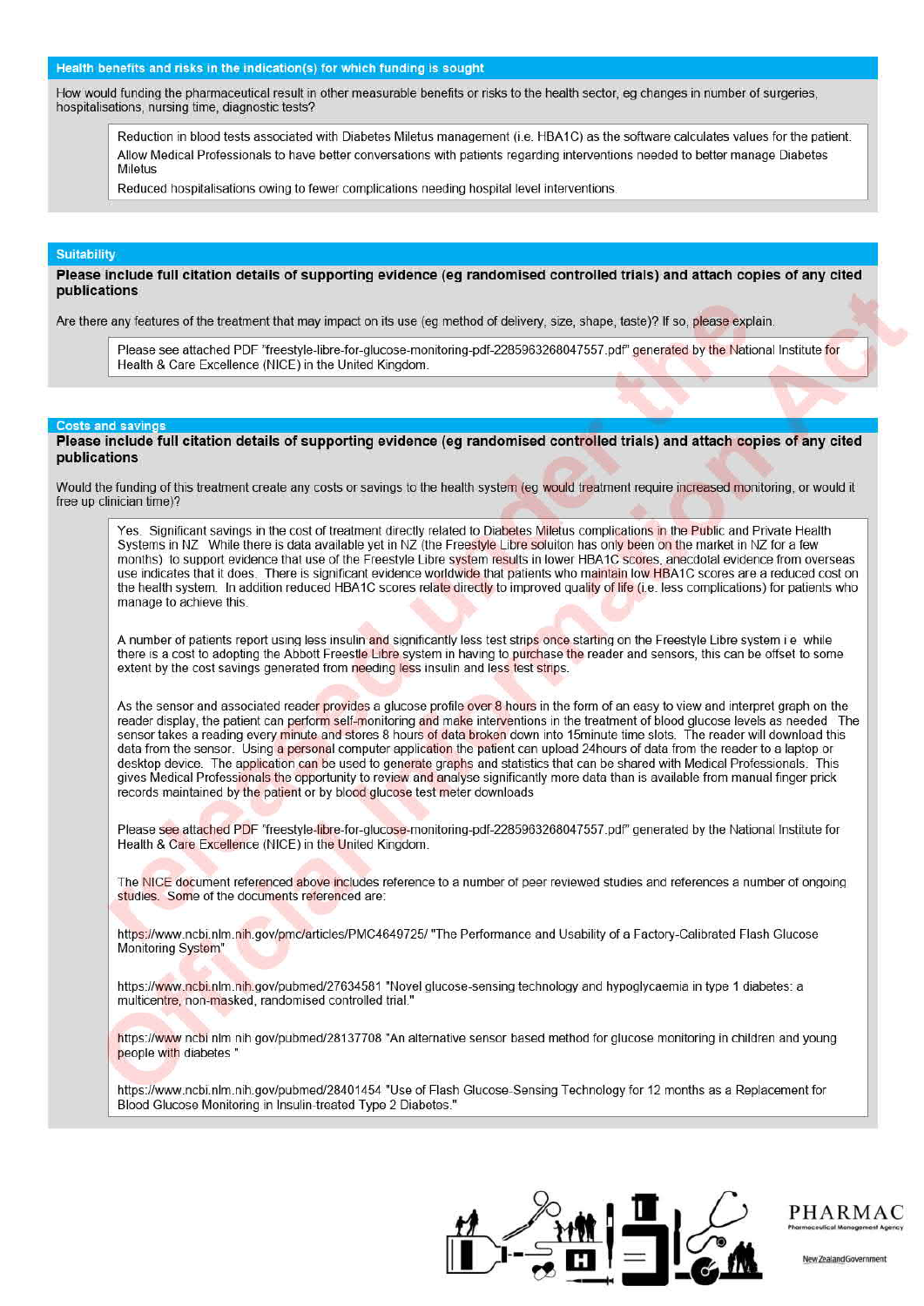## Health benefits and risks in the indication(s) for which funding is sought

How would funding the pharmaceutical result in other measurable benefits or risks to the health sector, eg changes in number of surgeries, hospitalisations, nursing time, diagnostic tests?

Reduction in blood tests associated with Diabetes Miletus management (i.e. HBA1C) as the software calculates values for the patient.
Allow Medical Professionals to have better conversations with patients regarding interventions needed to better manage Diabetes Miletus
Reduced hospitalisations owing to fewer complications needing hospital level interventions.

## Suitability

**Please include full citation details of supporting evidence (eg randomised controlled trials) and attach copies of any cited publications**

Are there any features of the treatment that may impact on its use (eg method of delivery, size, shape, taste)? If so, please explain.

Please see attached PDF "freestyle-libre-for-glucose-monitoring-pdf-2285963268047557.pdf" generated by the National Institute for Health & Care Excellence (NICE) in the United Kingdom.

## Costs and savings

**Please include full citation details of supporting evidence (eg randomised controlled trials) and attach copies of any cited publications**

Would the funding of this treatment create any costs or savings to the health system (eg would treatment require increased monitoring, or would it free up clinician time)?

Yes. Significant savings in the cost of treatment directly related to Diabetes Miletus complications in the Public and Private Health Systems in NZ. While there is data available yet in NZ (the Freestyle Libre soluiton has only been on the market in NZ for a few months) to support evidence that use of the Freestyle Libre system results in lower HBA1C scores, anecdotal evidence from overseas use indicates that it does. There is significant evidence worldwide that patients who maintain low HBA1C scores are a reduced cost on the health system. In addition reduced HBA1C scores relate directly to improved quality of life (i.e. less complications) for patients who manage to achieve this.

A number of patients report using less insulin and significantly less test strips once starting on the Freestyle Libre system i e while there is a cost to adopting the Abbott Freestle Libre system in having to purchase the reader and sensors, this can be offset to some extent by the cost savings generated from needing less insulin and less test strips.

As the sensor and associated reader provides a glucose profile over 8 hours in the form of an easy to view and interpret graph on the reader display, the patient can perform self-monitoring and make interventions in the treatment of blood glucose levels as needed. The sensor takes a reading every minute and stores 8 hours of data broken down into 15minute time slots. The reader will download this data from the sensor. Using a personal computer application the patient can upload 24hours of data from the reader to a laptop or desktop device. The application can be used to generate graphs and statistics that can be shared with Medical Professionals. This gives Medical Professionals the opportunity to review and analyse significantly more data than is available from manual finger prick records maintained by the patient or by blood glucose test meter downloads

Please see attached PDF "freestyle-libre-for-glucose-monitoring-pdf-2285963268047557.pdf" generated by the National Institute for Health & Care Excellence (NICE) in the United Kingdom.

The NICE document referenced above includes reference to a number of peer reviewed studies and references a number of ongoing studies. Some of the documents referenced are:

https://www.ncbi.nlm.nih.gov/pmc/articles/PMC4649725/ "The Performance and Usability of a Factory-Calibrated Flash Glucose Monitoring System"

https://www.ncbi.nlm.nih.gov/pubmed/27634581 "Novel glucose-sensing technology and hypoglycaemia in type 1 diabetes: a multicentre, non-masked, randomised controlled trial."

https://www ncbi nlm nih gov/pubmed/28137708 "An alternative sensor based method for glucose monitoring in children and young people with diabetes "

https://www.ncbi.nlm.nih.gov/pubmed/28401454 "Use of Flash Glucose-Sensing Technology for 12 months as a Replacement for Blood Glucose Monitoring in Insulin-treated Type 2 Diabetes."